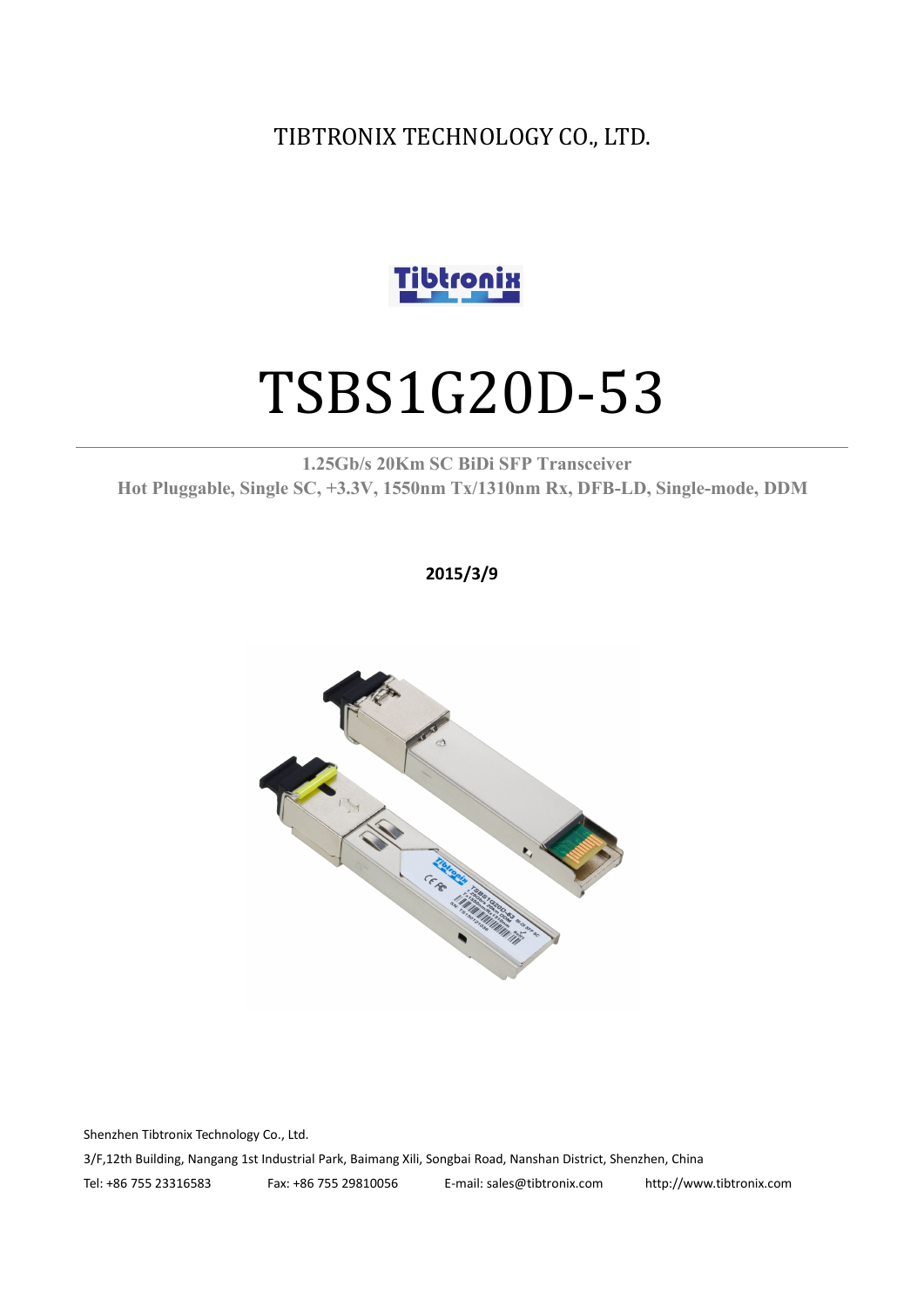TIBTRONIX TECHNOLOGY CO., LTD.

# TSBS1G20D-53

**1.25Gb/s 20Km SC BiDi SFP Transceiver**

**Hot Pluggable, Single SC, +3.3V, 1550nm Tx/1310nm Rx, DFB-LD, Single-mode, DDM**

**2015/3/9**

Shenzhen Tibtronix Technology Co., Ltd.

3/F,12th Building, Nangang 1st Industrial Park, Baimang Xili, Songbai Road, Nanshan District, Shenzhen, China

Tel: +86 755 23316583 Fax: +86 755 29810056 E-mail: sales@tibtronix.com http://www.tibtronix.com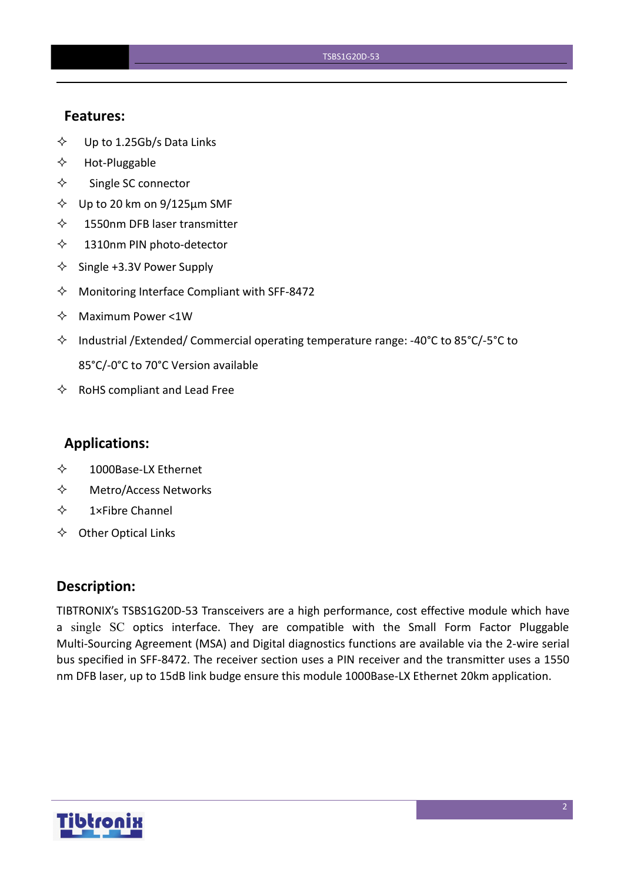## Features:

- ✧ Up to 1.25Gb/s Data Links
- ✧ Hot-Pluggable
- ✧ Single SC connector
- ✧ Up to 20 km on 9/125µm SMF
- ✧ 1550nm DFB laser transmitter
- ✧ 1310nm PIN photo-detector
- ✧ Single +3.3V Power Supply
- ✧ Monitoring Interface Compliant with SFF-8472
- ✧ Maximum Power <1W
- ✧ Industrial /Extended/ Commercial operating temperature range: -40°C to 85°C/-5°C to 85°C/-0°C to 70°C Version available
- ✧ RoHS compliant and Lead Free

## Applications:

- ✧ 1000Base-LX Ethernet
- ✧ Metro/Access Networks
- ✧ 1×Fibre Channel
- ✧ Other Optical Links

## Description:

TIBTRONIX's TSBS1G20D-53 Transceivers are a high performance, cost effective module which have a single SC optics interface. They are compatible with the Small Form Factor Pluggable Multi-Sourcing Agreement (MSA) and Digital diagnostics functions are available via the 2-wire serial bus specified in SFF-8472. The receiver section uses a PIN receiver and the transmitter uses a 1550 nm DFB laser, up to 15dB link budge ensure this module 1000Base-LX Ethernet 20km application.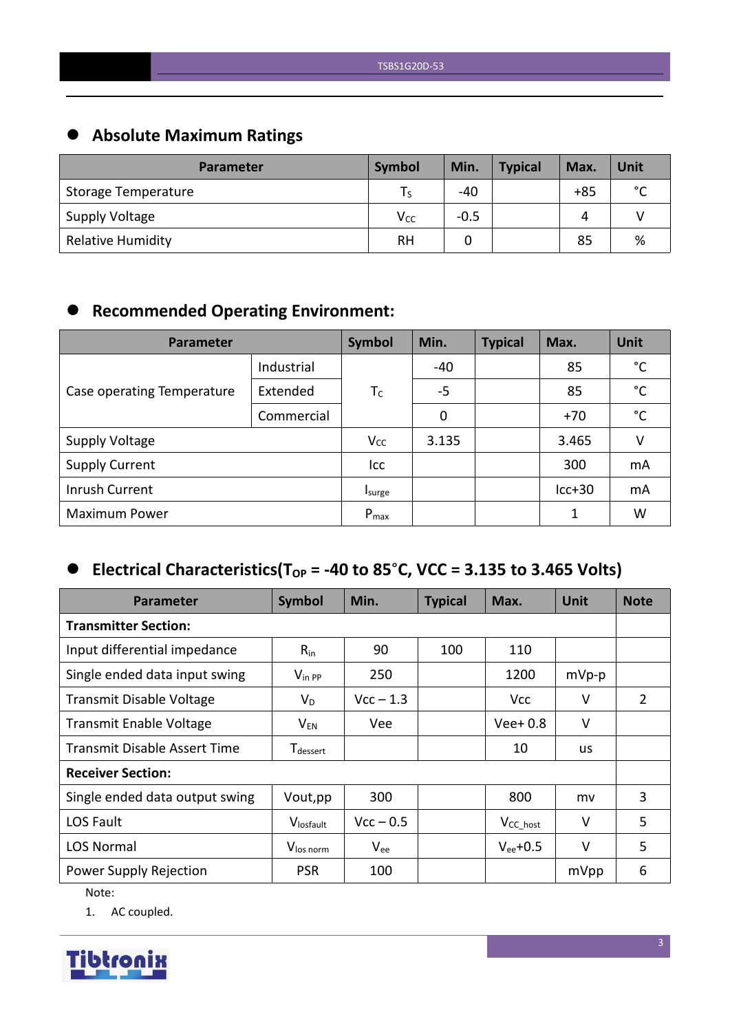## Absolute Maximum Ratings

| Parameter | Symbol | Min. | Typical | Max. | Unit |
|---|---|---|---|---|---|
| Storage Temperature | $T_S$ | -40 | | +85 | °C |
| Supply Voltage | $V_{CC}$ | -0.5 | | 4 | V |
| Relative Humidity | RH | 0 | | 85 | % |

## Recommended Operating Environment:

| Parameter | | Symbol | Min. | Typical | Max. | Unit |
|---|---|---|---|---|---|---|
| Case operating Temperature | Industrial | $T_C$ | -40 | | 85 | °C |
| | Extended | | -5 | | 85 | °C |
| | Commercial | | 0 | | +70 | °C |
| Supply Voltage | | $V_{CC}$ | 3.135 | | 3.465 | V |
| Supply Current | | Icc | | | 300 | mA |
| Inrush Current | | $I_{surge}$ | | | Icc+30 | mA |
| Maximum Power | | $P_{max}$ | | | 1 | W |

## Electrical Characteristics($T_{OP}$ = -40 to 85°C, VCC = 3.135 to 3.465 Volts)

| Parameter | Symbol | Min. | Typical | Max. | Unit | Note |
|---|---|---|---|---|---|---|
| **Transmitter Section:** | | | | | | |
| Input differential impedance | $R_{in}$ | 90 | 100 | 110 | | |
| Single ended data input swing | $V_{in\ PP}$ | 250 | | 1200 | mVp-p | |
| Transmit Disable Voltage | $V_D$ | Vcc – 1.3 | | Vcc | V | 2 |
| Transmit Enable Voltage | $V_{EN}$ | Vee | | Vee+ 0.8 | V | |
| Transmit Disable Assert Time | $T_{dessert}$ | | | 10 | us | |
| **Receiver Section:** | | | | | | |
| Single ended data output swing | Vout,pp | 300 | | 800 | mv | 3 |
| LOS Fault | $V_{losfault}$ | Vcc – 0.5 | | $V_{CC\_host}$ | V | 5 |
| LOS Normal | $V_{los\ norm}$ | $V_{ee}$ | | $V_{ee}$+0.5 | V | 5 |
| Power Supply Rejection | PSR | 100 | | | mVpp | 6 |

Note:

1. AC coupled.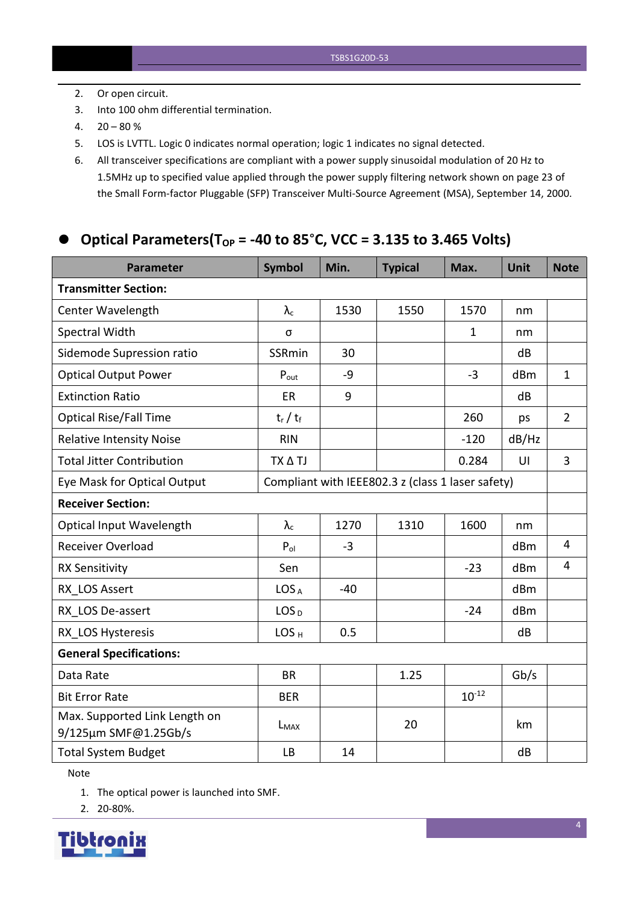2. Or open circuit.
3. Into 100 ohm differential termination.
4. 20 – 80 %
5. LOS is LVTTL. Logic 0 indicates normal operation; logic 1 indicates no signal detected.
6. All transceiver specifications are compliant with a power supply sinusoidal modulation of 20 Hz to 1.5MHz up to specified value applied through the power supply filtering network shown on page 23 of the Small Form-factor Pluggable (SFP) Transceiver Multi-Source Agreement (MSA), September 14, 2000.

## Optical Parameters($T_{OP}$ = -40 to 85°C, VCC = 3.135 to 3.465 Volts)

| Parameter | Symbol | Min. | Typical | Max. | Unit | Note |
|---|---|---|---|---|---|---|
| **Transmitter Section:** | | | | | | |
| Center Wavelength | $\lambda_c$ | 1530 | 1550 | 1570 | nm | |
| Spectral Width | σ | | | 1 | nm | |
| Sidemode Supression ratio | SSRmin | 30 | | | dB | |
| Optical Output Power | $P_{out}$ | -9 | | -3 | dBm | 1 |
| Extinction Ratio | ER | 9 | | | dB | |
| Optical Rise/Fall Time | $t_r$ / $t_f$ | | | 260 | ps | 2 |
| Relative Intensity Noise | RIN | | | -120 | dB/Hz | |
| Total Jitter Contribution | TX Δ TJ | | | 0.284 | UI | 3 |
| Eye Mask for Optical Output | Compliant with IEEE802.3 z (class 1 laser safety) | | | | | |
| **Receiver Section:** | | | | | | |
| Optical Input Wavelength | $\lambda_c$ | 1270 | 1310 | 1600 | nm | |
| Receiver Overload | $P_{ol}$ | -3 | | | dBm | 4 |
| RX Sensitivity | Sen | | | -23 | dBm | 4 |
| RX_LOS Assert | $LOS_A$ | -40 | | | dBm | |
| RX_LOS De-assert | $LOS_D$ | | | -24 | dBm | |
| RX_LOS Hysteresis | $LOS_H$ | 0.5 | | | dB | |
| **General Specifications:** | | | | | | |
| Data Rate | BR | | 1.25 | | Gb/s | |
| Bit Error Rate | BER | | | $10^{-12}$ | | |
| Max. Supported Link Length on 9/125µm SMF@1.25Gb/s | $L_{MAX}$ | | 20 | | km | |
| Total System Budget | LB | 14 | | | dB | |

Note

1. The optical power is launched into SMF.
2. 20-80%.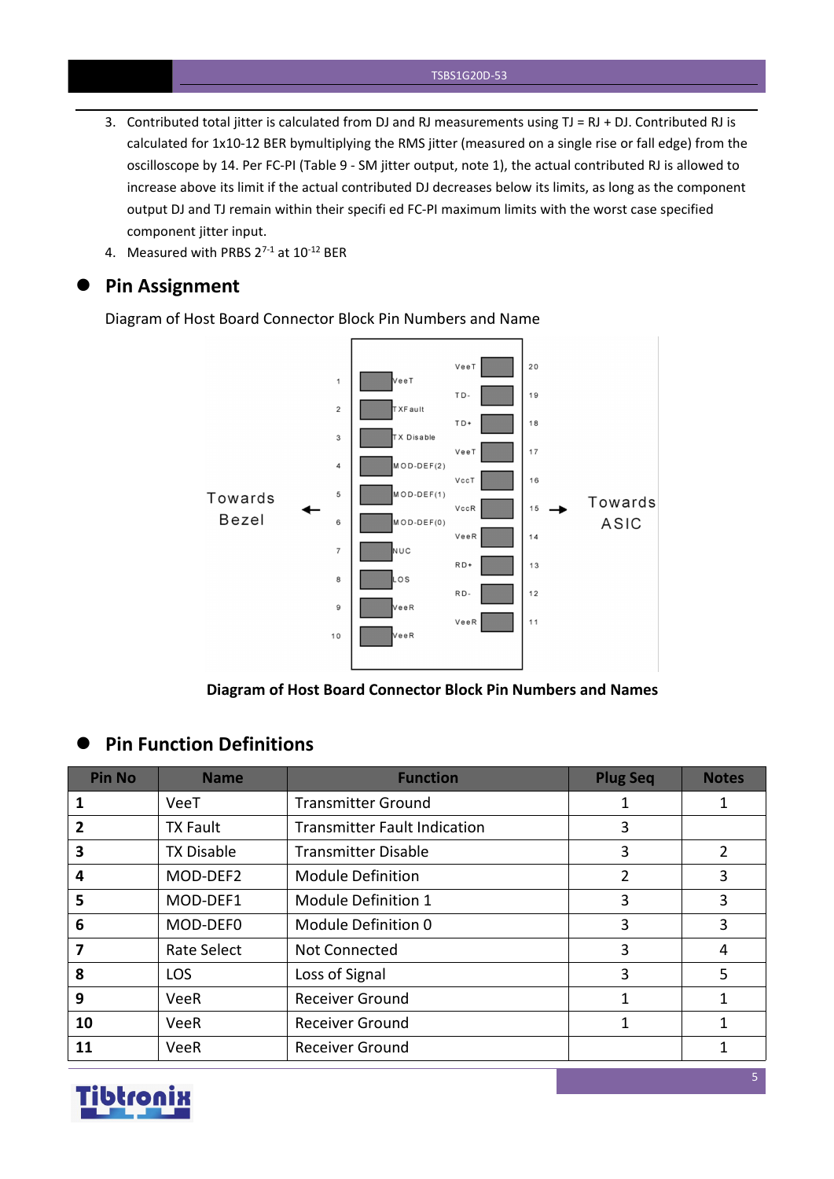3. Contributed total jitter is calculated from DJ and RJ measurements using TJ = RJ + DJ. Contributed RJ is calculated for 1x10-12 BER bymultiplying the RMS jitter (measured on a single rise or fall edge) from the oscilloscope by 14. Per FC-PI (Table 9 - SM jitter output, note 1), the actual contributed RJ is allowed to increase above its limit if the actual contributed DJ decreases below its limits, as long as the component output DJ and TJ remain within their specifi ed FC-PI maximum limits with the worst case specified component jitter input.
4. Measured with PRBS $2^{7-1}$ at $10^{-12}$ BER

## Pin Assignment

Diagram of Host Board Connector Block Pin Numbers and Name

Towards Bezel ← | 1 VeeT | 2 TXFault | 3 TX Disable | 4 MOD-DEF(2) | 5 MOD-DEF(1) | 6 MOD-DEF(0) | 7 NUC | 8 LOS | 9 VeeR | 10 VeeR | 20 VeeT | 19 TD- | 18 TD+ | 17 VeeT | 16 VccT | 15 VccR | 14 VeeR | 13 RD+ | 12 RD- | 11 VeeR | → Towards ASIC

**Diagram of Host Board Connector Block Pin Numbers and Names**

## Pin Function Definitions

| Pin No | Name | Function | Plug Seq | Notes |
|---|---|---|---|---|
| **1** | VeeT | Transmitter Ground | 1 | 1 |
| **2** | TX Fault | Transmitter Fault Indication | 3 | |
| **3** | TX Disable | Transmitter Disable | 3 | 2 |
| **4** | MOD-DEF2 | Module Definition | 2 | 3 |
| **5** | MOD-DEF1 | Module Definition 1 | 3 | 3 |
| **6** | MOD-DEF0 | Module Definition 0 | 3 | 3 |
| **7** | Rate Select | Not Connected | 3 | 4 |
| **8** | LOS | Loss of Signal | 3 | 5 |
| **9** | VeeR | Receiver Ground | 1 | 1 |
| **10** | VeeR | Receiver Ground | 1 | 1 |
| **11** | VeeR | Receiver Ground | | 1 |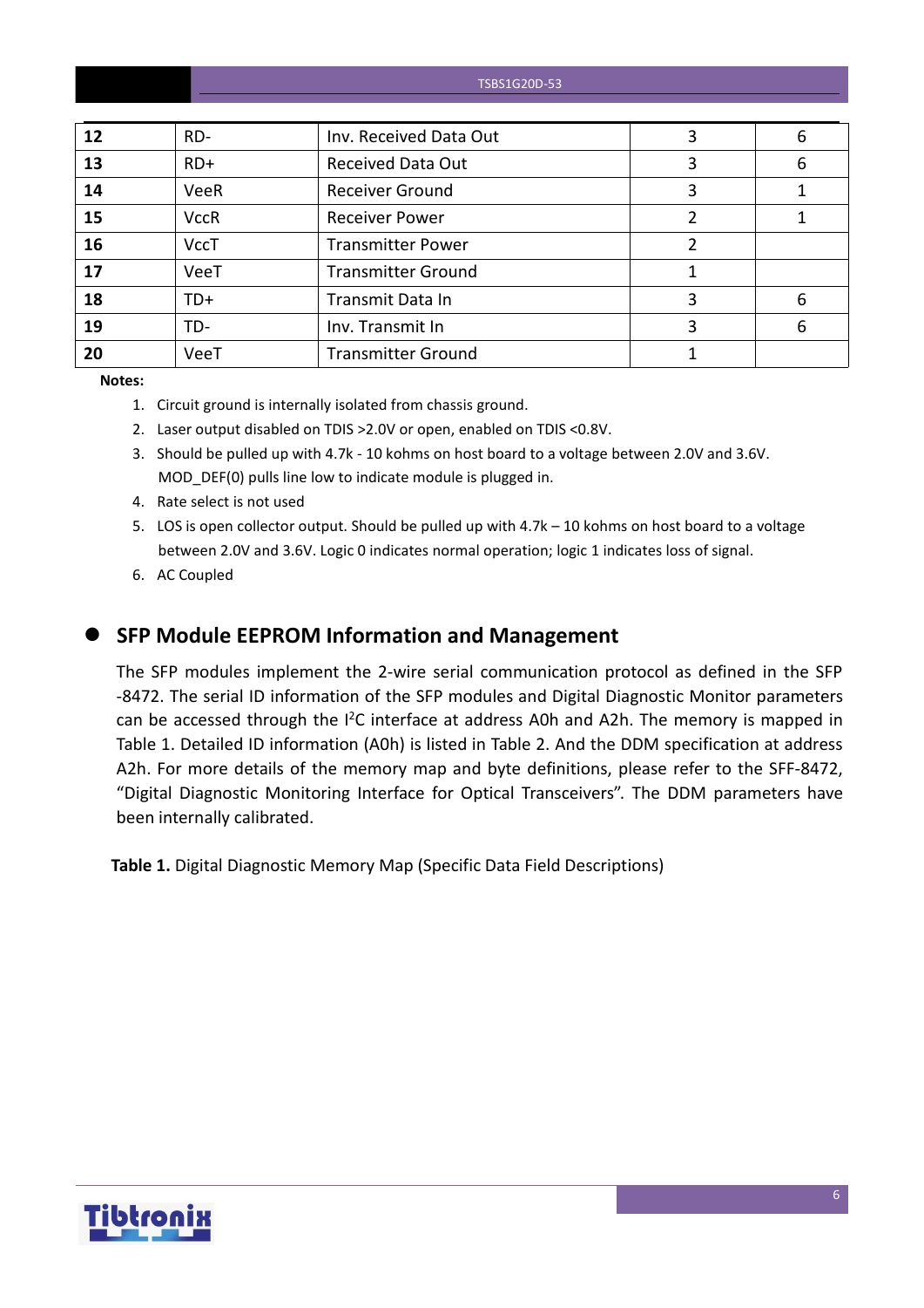| 12 | RD- | Inv. Received Data Out | 3 | 6 |
|---|---|---|---|---|
| 13 | RD+ | Received Data Out | 3 | 6 |
| 14 | VeeR | Receiver Ground | 3 | 1 |
| 15 | VccR | Receiver Power | 2 | 1 |
| 16 | VccT | Transmitter Power | 2 | |
| 17 | VeeT | Transmitter Ground | 1 | |
| 18 | TD+ | Transmit Data In | 3 | 6 |
| 19 | TD- | Inv. Transmit In | 3 | 6 |
| 20 | VeeT | Transmitter Ground | 1 | |

**Notes:**

1. Circuit ground is internally isolated from chassis ground.
2. Laser output disabled on TDIS >2.0V or open, enabled on TDIS <0.8V.
3. Should be pulled up with 4.7k - 10 kohms on host board to a voltage between 2.0V and 3.6V. MOD_DEF(0) pulls line low to indicate module is plugged in.
4. Rate select is not used
5. LOS is open collector output. Should be pulled up with 4.7k – 10 kohms on host board to a voltage between 2.0V and 3.6V. Logic 0 indicates normal operation; logic 1 indicates loss of signal.
6. AC Coupled

## SFP Module EEPROM Information and Management

The SFP modules implement the 2-wire serial communication protocol as defined in the SFP -8472. The serial ID information of the SFP modules and Digital Diagnostic Monitor parameters can be accessed through the $I^2C$ interface at address A0h and A2h. The memory is mapped in Table 1. Detailed ID information (A0h) is listed in Table 2. And the DDM specification at address A2h. For more details of the memory map and byte definitions, please refer to the SFF-8472, "Digital Diagnostic Monitoring Interface for Optical Transceivers". The DDM parameters have been internally calibrated.

**Table 1.** Digital Diagnostic Memory Map (Specific Data Field Descriptions)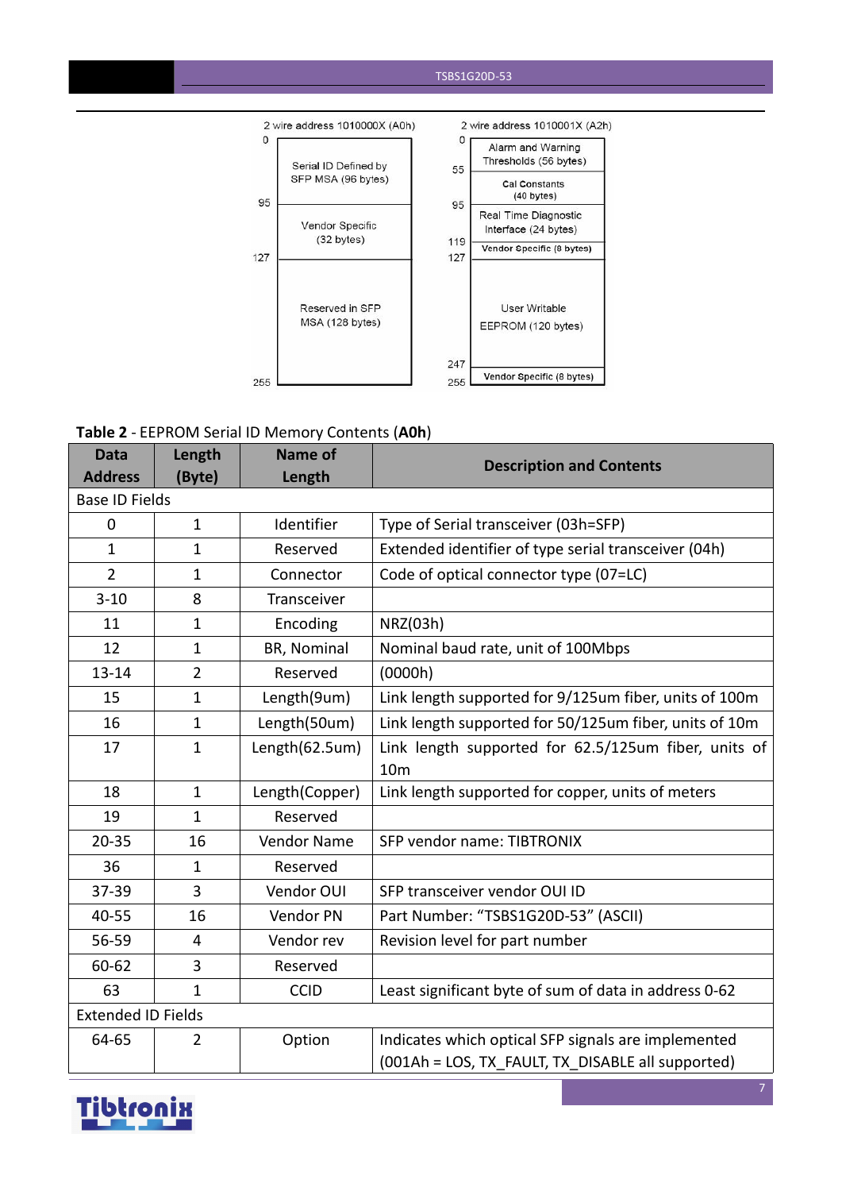| 2 wire address 1010000X (A0h) | |
|---|---|
| 0–95 | Serial ID Defined by SFP MSA (96 bytes) |
| 95–127 | Vendor Specific (32 bytes) |
| 127–255 | Reserved in SFP MSA (128 bytes) |

| 2 wire address 1010001X (A2h) | |
|---|---|
| 0–55 | Alarm and Warning Thresholds (56 bytes) |
| 55–95 | Cal Constants (40 bytes) |
| 95–119 | Real Time Diagnostic Interface (24 bytes) |
| 119–127 | Vendor Specific (8 bytes) |
| 127–247 | User Writable EEPROM (120 bytes) |
| 247–255 | Vendor Specific (8 bytes) |

**Table 2** - EEPROM Serial ID Memory Contents (**A0h**)

| Data Address | Length (Byte) | Name of Length | Description and Contents |
|---|---|---|---|
| Base ID Fields | | | |
| 0 | 1 | Identifier | Type of Serial transceiver (03h=SFP) |
| 1 | 1 | Reserved | Extended identifier of type serial transceiver (04h) |
| 2 | 1 | Connector | Code of optical connector type (07=LC) |
| 3-10 | 8 | Transceiver | |
| 11 | 1 | Encoding | NRZ(03h) |
| 12 | 1 | BR, Nominal | Nominal baud rate, unit of 100Mbps |
| 13-14 | 2 | Reserved | (0000h) |
| 15 | 1 | Length(9um) | Link length supported for 9/125um fiber, units of 100m |
| 16 | 1 | Length(50um) | Link length supported for 50/125um fiber, units of 10m |
| 17 | 1 | Length(62.5um) | Link length supported for 62.5/125um fiber, units of 10m |
| 18 | 1 | Length(Copper) | Link length supported for copper, units of meters |
| 19 | 1 | Reserved | |
| 20-35 | 16 | Vendor Name | SFP vendor name: TIBTRONIX |
| 36 | 1 | Reserved | |
| 37-39 | 3 | Vendor OUI | SFP transceiver vendor OUI ID |
| 40-55 | 16 | Vendor PN | Part Number: "TSBS1G20D-53" (ASCII) |
| 56-59 | 4 | Vendor rev | Revision level for part number |
| 60-62 | 3 | Reserved | |
| 63 | 1 | CCID | Least significant byte of sum of data in address 0-62 |
| Extended ID Fields | | | |
| 64-65 | 2 | Option | Indicates which optical SFP signals are implemented (001Ah = LOS, TX_FAULT, TX_DISABLE all supported) |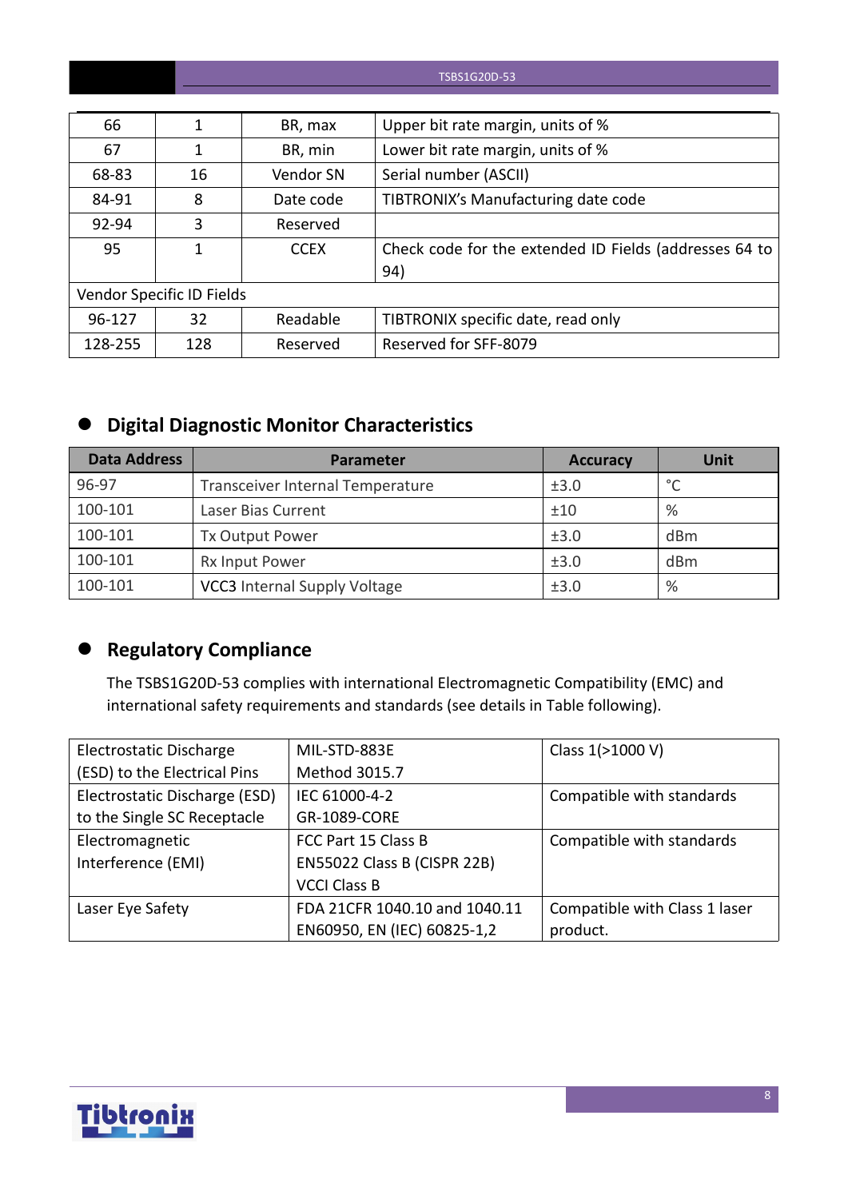| 66 | 1 | BR, max | Upper bit rate margin, units of % |
|---|---|---|---|
| 67 | 1 | BR, min | Lower bit rate margin, units of % |
| 68-83 | 16 | Vendor SN | Serial number (ASCII) |
| 84-91 | 8 | Date code | TIBTRONIX's Manufacturing date code |
| 92-94 | 3 | Reserved | |
| 95 | 1 | CCEX | Check code for the extended ID Fields (addresses 64 to 94) |
| Vendor Specific ID Fields | | | |
| 96-127 | 32 | Readable | TIBTRONIX specific date, read only |
| 128-255 | 128 | Reserved | Reserved for SFF-8079 |

## Digital Diagnostic Monitor Characteristics

| Data Address | Parameter | Accuracy | Unit |
|---|---|---|---|
| 96-97 | Transceiver Internal Temperature | ±3.0 | °C |
| 100-101 | Laser Bias Current | ±10 | % |
| 100-101 | Tx Output Power | ±3.0 | dBm |
| 100-101 | Rx Input Power | ±3.0 | dBm |
| 100-101 | VCC3 Internal Supply Voltage | ±3.0 | % |

## Regulatory Compliance

The TSBS1G20D-53 complies with international Electromagnetic Compatibility (EMC) and international safety requirements and standards (see details in Table following).

| Electrostatic Discharge (ESD) to the Electrical Pins | MIL-STD-883E Method 3015.7 | Class 1(>1000 V) |
|---|---|---|
| Electrostatic Discharge (ESD) to the Single SC Receptacle | IEC 61000-4-2 GR-1089-CORE | Compatible with standards |
| Electromagnetic Interference (EMI) | FCC Part 15 Class B EN55022 Class B (CISPR 22B) VCCI Class B | Compatible with standards |
| Laser Eye Safety | FDA 21CFR 1040.10 and 1040.11 EN60950, EN (IEC) 60825-1,2 | Compatible with Class 1 laser product. |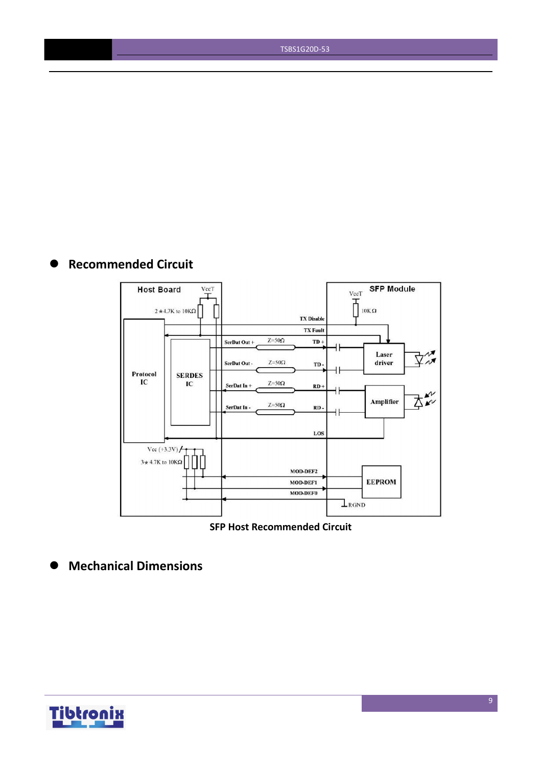- **Recommended Circuit**

SFP Host Recommended Circuit

- **Mechanical Dimensions**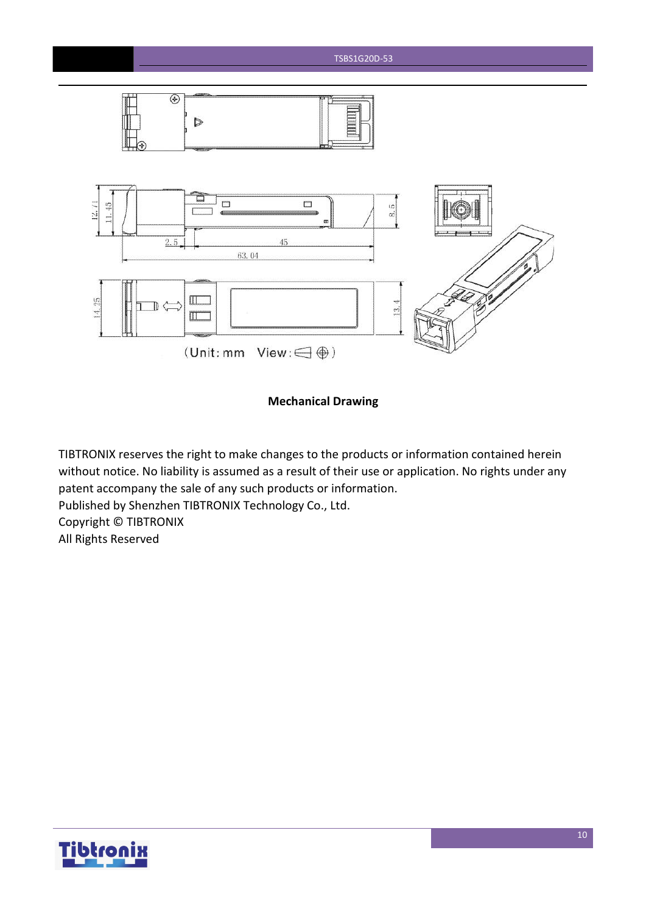12.71
11.45
2.5
45
63.04
8.5
14.25
13.4
(Unit: mm View: )

**Mechanical Drawing**

TIBTRONIX reserves the right to make changes to the products or information contained herein without notice. No liability is assumed as a result of their use or application. No rights under any patent accompany the sale of any such products or information.
Published by Shenzhen TIBTRONIX Technology Co., Ltd.
Copyright © TIBTRONIX
All Rights Reserved